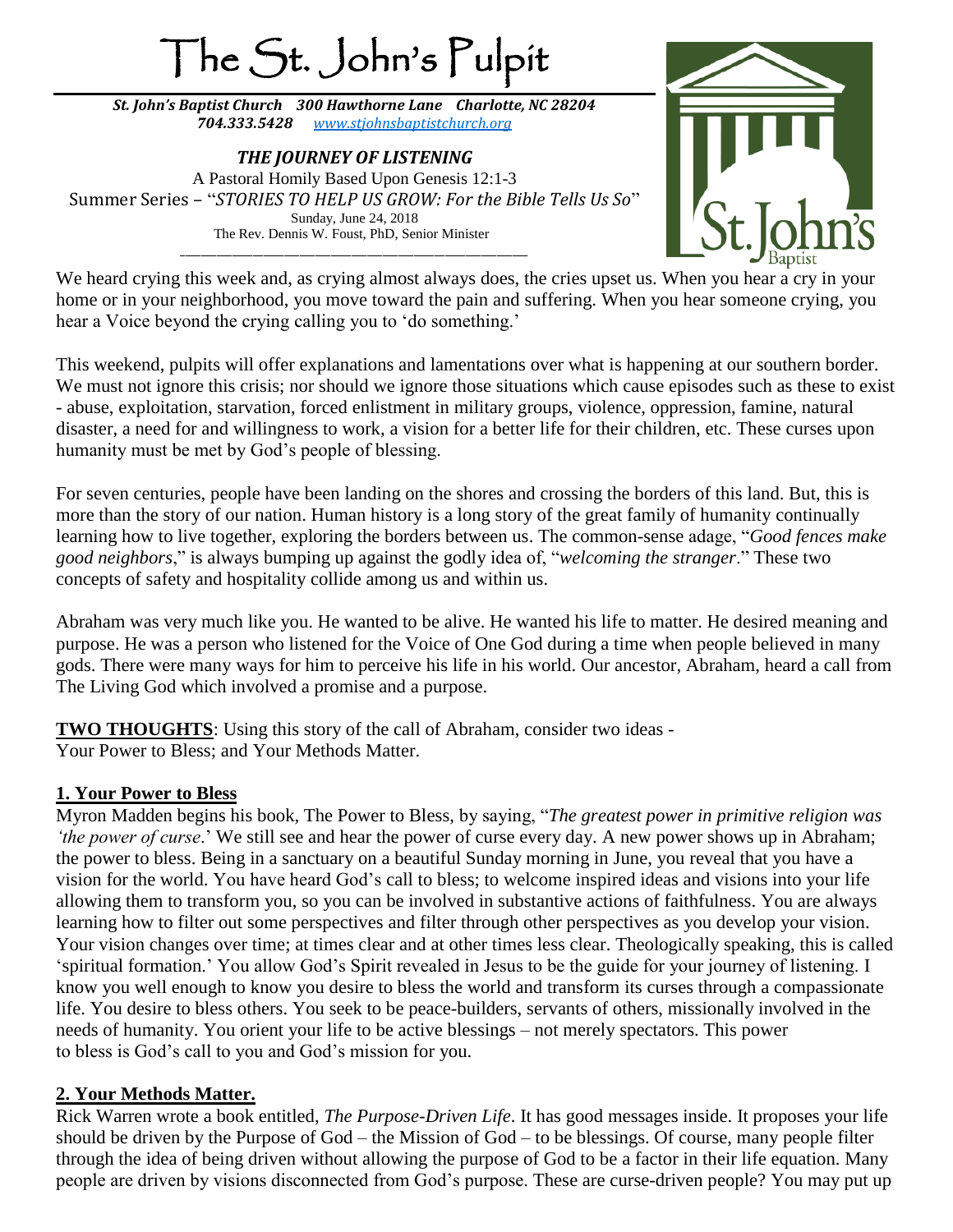# The St. John's Pulpit

***St. John's Baptist Church 300 Hawthorne Lane Charlotte, NC 28204***
***704.333.5428 [www.stjohnsbaptistchurch.org](http://www.stjohnsbaptistchurch.org)***

***THE JOURNEY OF LISTENING***

A Pastoral Homily Based Upon Genesis 12:1-3

Summer Series – "*STORIES TO HELP US GROW: For the Bible Tells Us So*"

Sunday, June 24, 2018

The Rev. Dennis W. Foust, PhD, Senior Minister

---

We heard crying this week and, as crying almost always does, the cries upset us. When you hear a cry in your home or in your neighborhood, you move toward the pain and suffering. When you hear someone crying, you hear a Voice beyond the crying calling you to 'do something.'

This weekend, pulpits will offer explanations and lamentations over what is happening at our southern border. We must not ignore this crisis; nor should we ignore those situations which cause episodes such as these to exist - abuse, exploitation, starvation, forced enlistment in military groups, violence, oppression, famine, natural disaster, a need for and willingness to work, a vision for a better life for their children, etc. These curses upon humanity must be met by God's people of blessing.

For seven centuries, people have been landing on the shores and crossing the borders of this land. But, this is more than the story of our nation. Human history is a long story of the great family of humanity continually learning how to live together, exploring the borders between us. The common-sense adage, "*Good fences make good neighbors*," is always bumping up against the godly idea of, "*welcoming the stranger*." These two concepts of safety and hospitality collide among us and within us.

Abraham was very much like you. He wanted to be alive. He wanted his life to matter. He desired meaning and purpose. He was a person who listened for the Voice of One God during a time when people believed in many gods. There were many ways for him to perceive his life in his world. Our ancestor, Abraham, heard a call from The Living God which involved a promise and a purpose.

**TWO THOUGHTS**: Using this story of the call of Abraham, consider two ideas -
Your Power to Bless; and Your Methods Matter.

## 1. Your Power to Bless

Myron Madden begins his book, The Power to Bless, by saying, "*The greatest power in primitive religion was 'the power of curse*.' We still see and hear the power of curse every day. A new power shows up in Abraham; the power to bless. Being in a sanctuary on a beautiful Sunday morning in June, you reveal that you have a vision for the world. You have heard God's call to bless; to welcome inspired ideas and visions into your life allowing them to transform you, so you can be involved in substantive actions of faithfulness. You are always learning how to filter out some perspectives and filter through other perspectives as you develop your vision. Your vision changes over time; at times clear and at other times less clear. Theologically speaking, this is called 'spiritual formation.' You allow God's Spirit revealed in Jesus to be the guide for your journey of listening. I know you well enough to know you desire to bless the world and transform its curses through a compassionate life. You desire to bless others. You seek to be peace-builders, servants of others, missionally involved in the needs of humanity. You orient your life to be active blessings – not merely spectators. This power to bless is God's call to you and God's mission for you.

## 2. Your Methods Matter.

Rick Warren wrote a book entitled, *The Purpose-Driven Life*. It has good messages inside. It proposes your life should be driven by the Purpose of God – the Mission of God – to be blessings. Of course, many people filter through the idea of being driven without allowing the purpose of God to be a factor in their life equation. Many people are driven by visions disconnected from God's purpose. These are curse-driven people? You may put up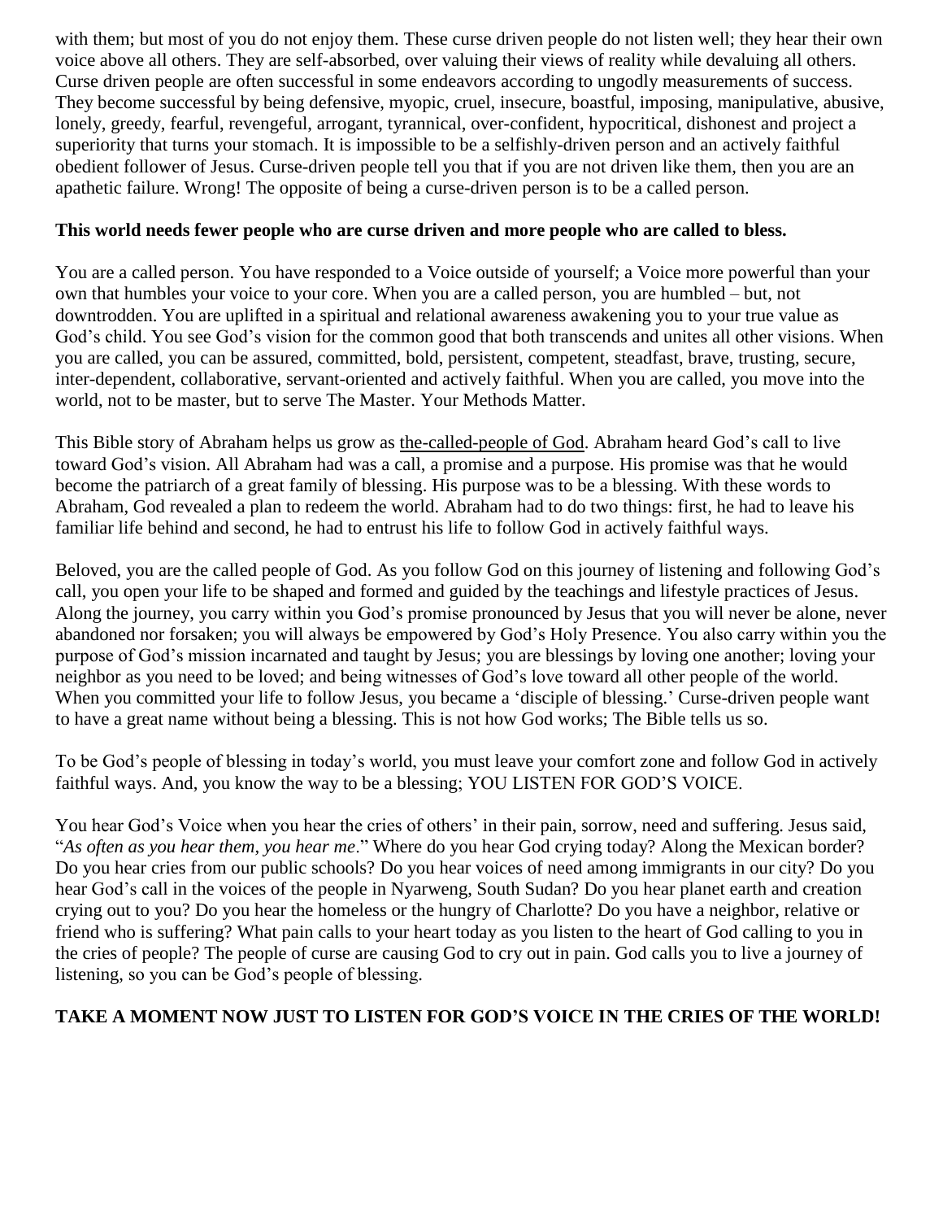with them; but most of you do not enjoy them. These curse driven people do not listen well; they hear their own voice above all others. They are self-absorbed, over valuing their views of reality while devaluing all others. Curse driven people are often successful in some endeavors according to ungodly measurements of success. They become successful by being defensive, myopic, cruel, insecure, boastful, imposing, manipulative, abusive, lonely, greedy, fearful, revengeful, arrogant, tyrannical, over-confident, hypocritical, dishonest and project a superiority that turns your stomach. It is impossible to be a selfishly-driven person and an actively faithful obedient follower of Jesus. Curse-driven people tell you that if you are not driven like them, then you are an apathetic failure. Wrong! The opposite of being a curse-driven person is to be a called person.

**This world needs fewer people who are curse driven and more people who are called to bless.**

You are a called person. You have responded to a Voice outside of yourself; a Voice more powerful than your own that humbles your voice to your core. When you are a called person, you are humbled – but, not downtrodden. You are uplifted in a spiritual and relational awareness awakening you to your true value as God's child. You see God's vision for the common good that both transcends and unites all other visions. When you are called, you can be assured, committed, bold, persistent, competent, steadfast, brave, trusting, secure, inter-dependent, collaborative, servant-oriented and actively faithful. When you are called, you move into the world, not to be master, but to serve The Master. Your Methods Matter.

This Bible story of Abraham helps us grow as the-called-people of God. Abraham heard God's call to live toward God's vision. All Abraham had was a call, a promise and a purpose. His promise was that he would become the patriarch of a great family of blessing. His purpose was to be a blessing. With these words to Abraham, God revealed a plan to redeem the world. Abraham had to do two things: first, he had to leave his familiar life behind and second, he had to entrust his life to follow God in actively faithful ways.

Beloved, you are the called people of God. As you follow God on this journey of listening and following God's call, you open your life to be shaped and formed and guided by the teachings and lifestyle practices of Jesus. Along the journey, you carry within you God's promise pronounced by Jesus that you will never be alone, never abandoned nor forsaken; you will always be empowered by God's Holy Presence. You also carry within you the purpose of God's mission incarnated and taught by Jesus; you are blessings by loving one another; loving your neighbor as you need to be loved; and being witnesses of God's love toward all other people of the world. When you committed your life to follow Jesus, you became a 'disciple of blessing.' Curse-driven people want to have a great name without being a blessing. This is not how God works; The Bible tells us so.

To be God's people of blessing in today's world, you must leave your comfort zone and follow God in actively faithful ways. And, you know the way to be a blessing; YOU LISTEN FOR GOD'S VOICE.

You hear God's Voice when you hear the cries of others' in their pain, sorrow, need and suffering. Jesus said, "*As often as you hear them, you hear me*." Where do you hear God crying today? Along the Mexican border? Do you hear cries from our public schools? Do you hear voices of need among immigrants in our city? Do you hear God's call in the voices of the people in Nyarweng, South Sudan? Do you hear planet earth and creation crying out to you? Do you hear the homeless or the hungry of Charlotte? Do you have a neighbor, relative or friend who is suffering? What pain calls to your heart today as you listen to the heart of God calling to you in the cries of people? The people of curse are causing God to cry out in pain. God calls you to live a journey of listening, so you can be God's people of blessing.

**TAKE A MOMENT NOW JUST TO LISTEN FOR GOD'S VOICE IN THE CRIES OF THE WORLD!**